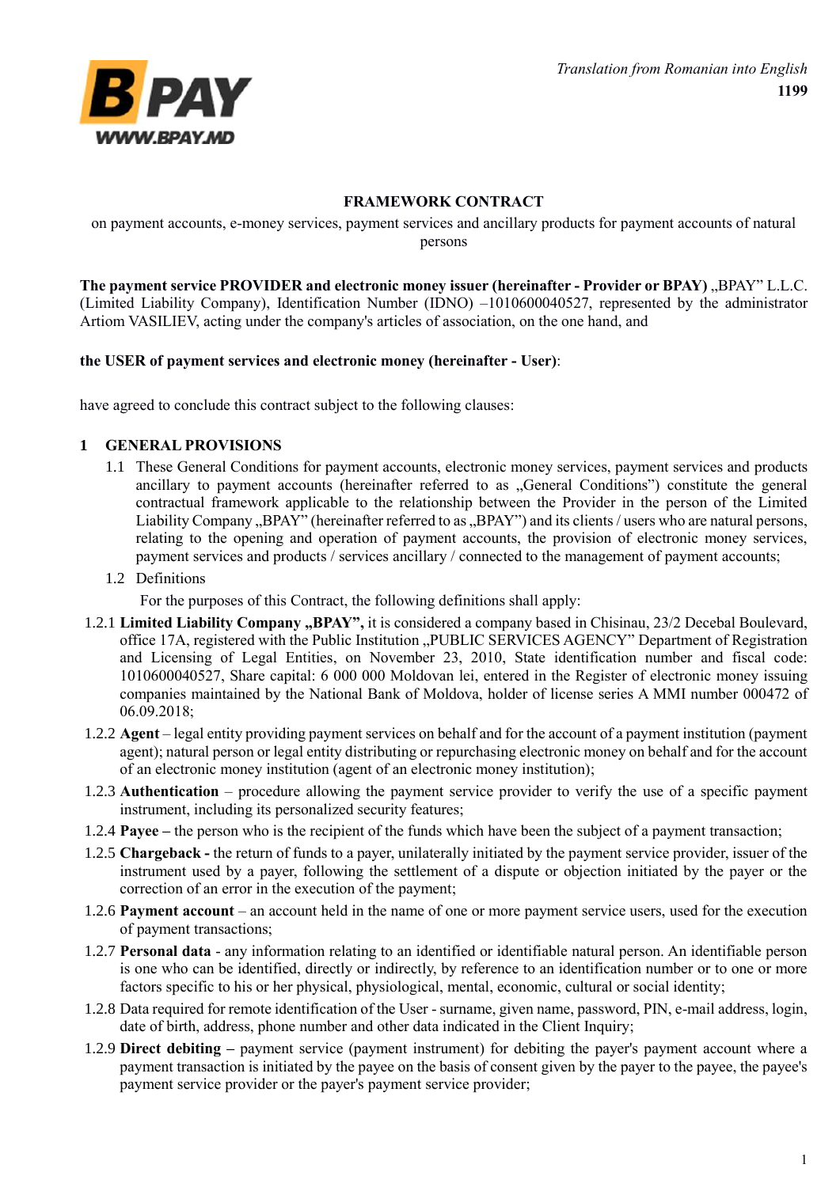*Translation from Romanian into English*
**1199**

## FRAMEWORK CONTRACT

on payment accounts, e-money services, payment services and ancillary products for payment accounts of natural persons

**The payment service PROVIDER and electronic money issuer (hereinafter - Provider or BPAY)** „BPAY" L.L.C. (Limited Liability Company), Identification Number (IDNO) –1010600040527, represented by the administrator Artiom VASILIEV, acting under the company's articles of association, on the one hand, and

**the USER of payment services and electronic money (hereinafter - User)**:

have agreed to conclude this contract subject to the following clauses:

## 1 GENERAL PROVISIONS

1.1 These General Conditions for payment accounts, electronic money services, payment services and products ancillary to payment accounts (hereinafter referred to as „General Conditions") constitute the general contractual framework applicable to the relationship between the Provider in the person of the Limited Liability Company „BPAY" (hereinafter referred to as „BPAY") and its clients / users who are natural persons, relating to the opening and operation of payment accounts, the provision of electronic money services, payment services and products / services ancillary / connected to the management of payment accounts;

1.2 Definitions

For the purposes of this Contract, the following definitions shall apply:

1.2.1 **Limited Liability Company „BPAY",** it is considered a company based in Chisinau, 23/2 Decebal Boulevard, office 17A, registered with the Public Institution „PUBLIC SERVICES AGENCY" Department of Registration and Licensing of Legal Entities, on November 23, 2010, State identification number and fiscal code: 1010600040527, Share capital: 6 000 000 Moldovan lei, entered in the Register of electronic money issuing companies maintained by the National Bank of Moldova, holder of license series A MMI number 000472 of 06.09.2018;

1.2.2 **Agent** – legal entity providing payment services on behalf and for the account of a payment institution (payment agent); natural person or legal entity distributing or repurchasing electronic money on behalf and for the account of an electronic money institution (agent of an electronic money institution);

1.2.3 **Authentication** – procedure allowing the payment service provider to verify the use of a specific payment instrument, including its personalized security features;

1.2.4 **Payee –** the person who is the recipient of the funds which have been the subject of a payment transaction;

1.2.5 **Chargeback -** the return of funds to a payer, unilaterally initiated by the payment service provider, issuer of the instrument used by a payer, following the settlement of a dispute or objection initiated by the payer or the correction of an error in the execution of the payment;

1.2.6 **Payment account** – an account held in the name of one or more payment service users, used for the execution of payment transactions;

1.2.7 **Personal data** - any information relating to an identified or identifiable natural person. An identifiable person is one who can be identified, directly or indirectly, by reference to an identification number or to one or more factors specific to his or her physical, physiological, mental, economic, cultural or social identity;

1.2.8 Data required for remote identification of the User - surname, given name, password, PIN, e-mail address, login, date of birth, address, phone number and other data indicated in the Client Inquiry;

1.2.9 **Direct debiting –** payment service (payment instrument) for debiting the payer's payment account where a payment transaction is initiated by the payee on the basis of consent given by the payer to the payee, the payee's payment service provider or the payer's payment service provider;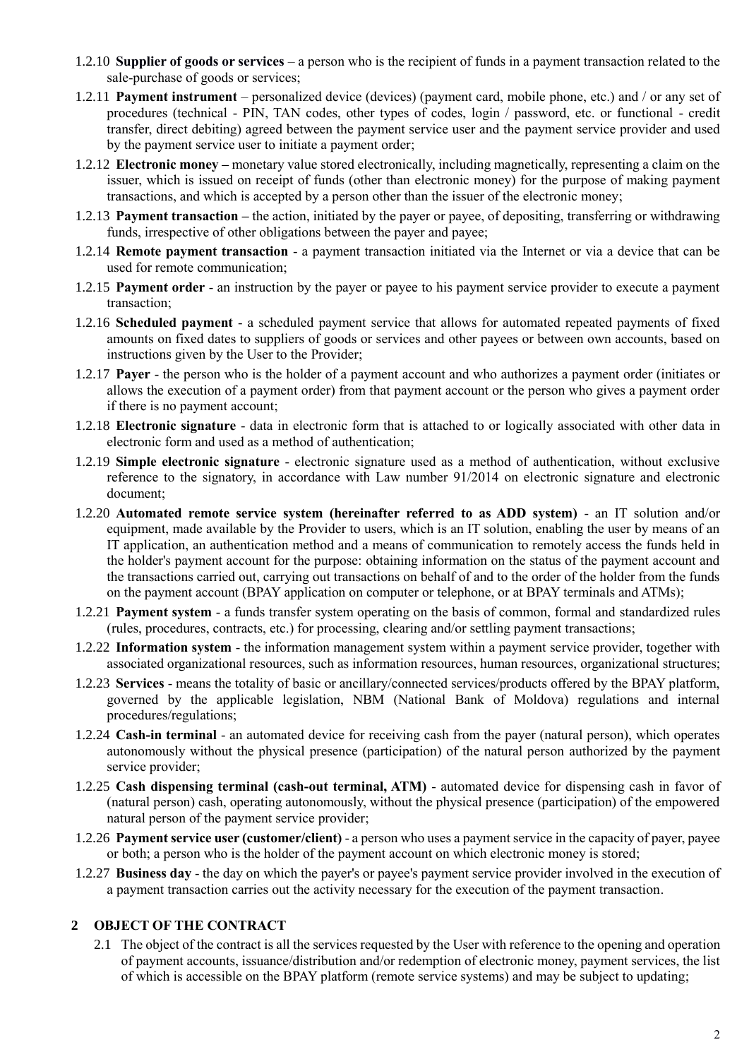1.2.10 **Supplier of goods or services** – a person who is the recipient of funds in a payment transaction related to the sale-purchase of goods or services;

1.2.11 **Payment instrument** – personalized device (devices) (payment card, mobile phone, etc.) and / or any set of procedures (technical - PIN, TAN codes, other types of codes, login / password, etc. or functional - credit transfer, direct debiting) agreed between the payment service user and the payment service provider and used by the payment service user to initiate a payment order;

1.2.12 **Electronic money –** monetary value stored electronically, including magnetically, representing a claim on the issuer, which is issued on receipt of funds (other than electronic money) for the purpose of making payment transactions, and which is accepted by a person other than the issuer of the electronic money;

1.2.13 **Payment transaction –** the action, initiated by the payer or payee, of depositing, transferring or withdrawing funds, irrespective of other obligations between the payer and payee;

1.2.14 **Remote payment transaction** - a payment transaction initiated via the Internet or via a device that can be used for remote communication;

1.2.15 **Payment order** - an instruction by the payer or payee to his payment service provider to execute a payment transaction;

1.2.16 **Scheduled payment** - a scheduled payment service that allows for automated repeated payments of fixed amounts on fixed dates to suppliers of goods or services and other payees or between own accounts, based on instructions given by the User to the Provider;

1.2.17 **Payer** - the person who is the holder of a payment account and who authorizes a payment order (initiates or allows the execution of a payment order) from that payment account or the person who gives a payment order if there is no payment account;

1.2.18 **Electronic signature** - data in electronic form that is attached to or logically associated with other data in electronic form and used as a method of authentication;

1.2.19 **Simple electronic signature** - electronic signature used as a method of authentication, without exclusive reference to the signatory, in accordance with Law number 91/2014 on electronic signature and electronic document;

1.2.20 **Automated remote service system (hereinafter referred to as ADD system)** - an IT solution and/or equipment, made available by the Provider to users, which is an IT solution, enabling the user by means of an IT application, an authentication method and a means of communication to remotely access the funds held in the holder's payment account for the purpose: obtaining information on the status of the payment account and the transactions carried out, carrying out transactions on behalf of and to the order of the holder from the funds on the payment account (BPAY application on computer or telephone, or at BPAY terminals and ATMs);

1.2.21 **Payment system** - a funds transfer system operating on the basis of common, formal and standardized rules (rules, procedures, contracts, etc.) for processing, clearing and/or settling payment transactions;

1.2.22 **Information system** - the information management system within a payment service provider, together with associated organizational resources, such as information resources, human resources, organizational structures;

1.2.23 **Services** - means the totality of basic or ancillary/connected services/products offered by the BPAY platform, governed by the applicable legislation, NBM (National Bank of Moldova) regulations and internal procedures/regulations;

1.2.24 **Cash-in terminal** - an automated device for receiving cash from the payer (natural person), which operates autonomously without the physical presence (participation) of the natural person authorized by the payment service provider;

1.2.25 **Cash dispensing terminal (cash-out terminal, ATM)** - automated device for dispensing cash in favor of (natural person) cash, operating autonomously, without the physical presence (participation) of the empowered natural person of the payment service provider;

1.2.26 **Payment service user (customer/client)** - a person who uses a payment service in the capacity of payer, payee or both; a person who is the holder of the payment account on which electronic money is stored;

1.2.27 **Business day** - the day on which the payer's or payee's payment service provider involved in the execution of a payment transaction carries out the activity necessary for the execution of the payment transaction.

## 2 OBJECT OF THE CONTRACT

2.1 The object of the contract is all the services requested by the User with reference to the opening and operation of payment accounts, issuance/distribution and/or redemption of electronic money, payment services, the list of which is accessible on the BPAY platform (remote service systems) and may be subject to updating;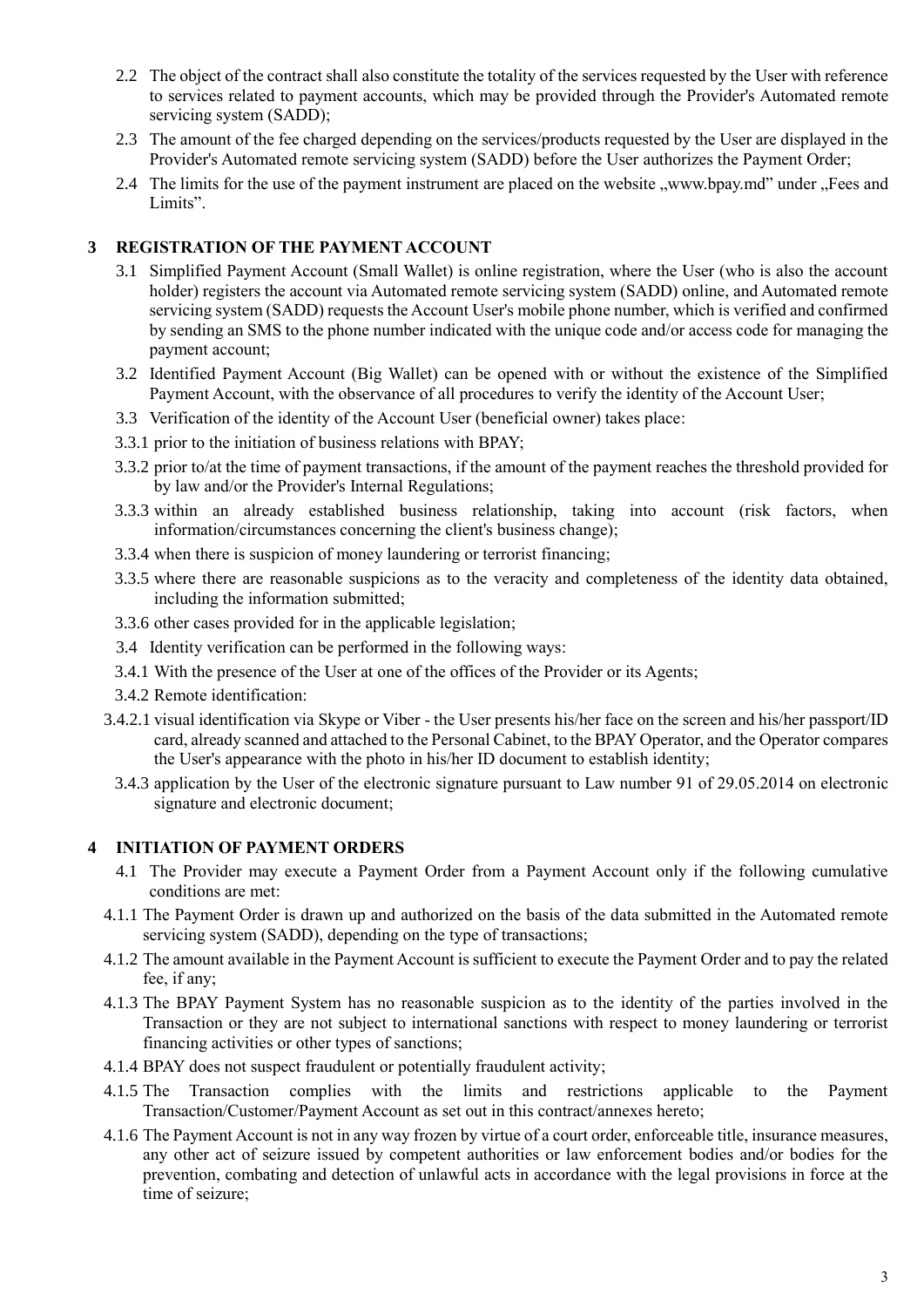2.2 The object of the contract shall also constitute the totality of the services requested by the User with reference to services related to payment accounts, which may be provided through the Provider's Automated remote servicing system (SADD);

2.3 The amount of the fee charged depending on the services/products requested by the User are displayed in the Provider's Automated remote servicing system (SADD) before the User authorizes the Payment Order;

2.4 The limits for the use of the payment instrument are placed on the website „www.bpay.md" under „Fees and Limits".

## 3 REGISTRATION OF THE PAYMENT ACCOUNT

3.1 Simplified Payment Account (Small Wallet) is online registration, where the User (who is also the account holder) registers the account via Automated remote servicing system (SADD) online, and Automated remote servicing system (SADD) requests the Account User's mobile phone number, which is verified and confirmed by sending an SMS to the phone number indicated with the unique code and/or access code for managing the payment account;

3.2 Identified Payment Account (Big Wallet) can be opened with or without the existence of the Simplified Payment Account, with the observance of all procedures to verify the identity of the Account User;

3.3 Verification of the identity of the Account User (beneficial owner) takes place:

3.3.1 prior to the initiation of business relations with BPAY;

3.3.2 prior to/at the time of payment transactions, if the amount of the payment reaches the threshold provided for by law and/or the Provider's Internal Regulations;

3.3.3 within an already established business relationship, taking into account (risk factors, when information/circumstances concerning the client's business change);

3.3.4 when there is suspicion of money laundering or terrorist financing;

3.3.5 where there are reasonable suspicions as to the veracity and completeness of the identity data obtained, including the information submitted;

3.3.6 other cases provided for in the applicable legislation;

3.4 Identity verification can be performed in the following ways:

3.4.1 With the presence of the User at one of the offices of the Provider or its Agents;

3.4.2 Remote identification:

3.4.2.1 visual identification via Skype or Viber - the User presents his/her face on the screen and his/her passport/ID card, already scanned and attached to the Personal Cabinet, to the BPAY Operator, and the Operator compares the User's appearance with the photo in his/her ID document to establish identity;

3.4.3 application by the User of the electronic signature pursuant to Law number 91 of 29.05.2014 on electronic signature and electronic document;

## 4 INITIATION OF PAYMENT ORDERS

4.1 The Provider may execute a Payment Order from a Payment Account only if the following cumulative conditions are met:

4.1.1 The Payment Order is drawn up and authorized on the basis of the data submitted in the Automated remote servicing system (SADD), depending on the type of transactions;

4.1.2 The amount available in the Payment Account is sufficient to execute the Payment Order and to pay the related fee, if any;

4.1.3 The BPAY Payment System has no reasonable suspicion as to the identity of the parties involved in the Transaction or they are not subject to international sanctions with respect to money laundering or terrorist financing activities or other types of sanctions;

4.1.4 BPAY does not suspect fraudulent or potentially fraudulent activity;

4.1.5 The Transaction complies with the limits and restrictions applicable to the Payment Transaction/Customer/Payment Account as set out in this contract/annexes hereto;

4.1.6 The Payment Account is not in any way frozen by virtue of a court order, enforceable title, insurance measures, any other act of seizure issued by competent authorities or law enforcement bodies and/or bodies for the prevention, combating and detection of unlawful acts in accordance with the legal provisions in force at the time of seizure;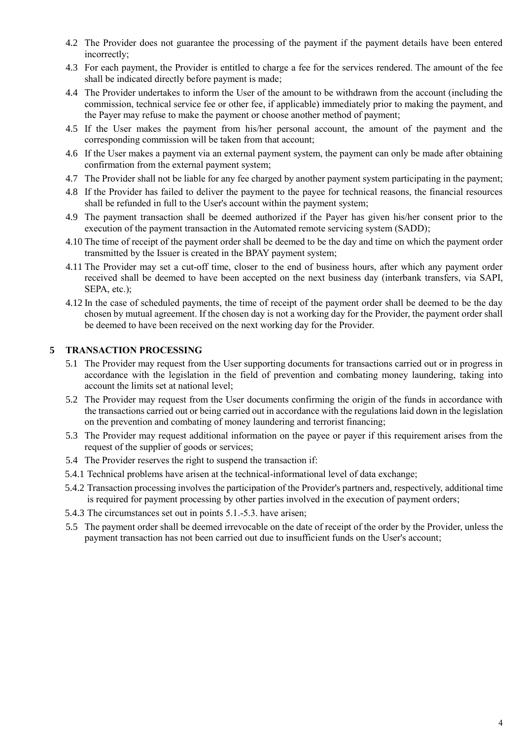4.2 The Provider does not guarantee the processing of the payment if the payment details have been entered incorrectly;

4.3 For each payment, the Provider is entitled to charge a fee for the services rendered. The amount of the fee shall be indicated directly before payment is made;

4.4 The Provider undertakes to inform the User of the amount to be withdrawn from the account (including the commission, technical service fee or other fee, if applicable) immediately prior to making the payment, and the Payer may refuse to make the payment or choose another method of payment;

4.5 If the User makes the payment from his/her personal account, the amount of the payment and the corresponding commission will be taken from that account;

4.6 If the User makes a payment via an external payment system, the payment can only be made after obtaining confirmation from the external payment system;

4.7 The Provider shall not be liable for any fee charged by another payment system participating in the payment;

4.8 If the Provider has failed to deliver the payment to the payee for technical reasons, the financial resources shall be refunded in full to the User's account within the payment system;

4.9 The payment transaction shall be deemed authorized if the Payer has given his/her consent prior to the execution of the payment transaction in the Automated remote servicing system (SADD);

4.10 The time of receipt of the payment order shall be deemed to be the day and time on which the payment order transmitted by the Issuer is created in the BPAY payment system;

4.11 The Provider may set a cut-off time, closer to the end of business hours, after which any payment order received shall be deemed to have been accepted on the next business day (interbank transfers, via SAPI, SEPA, etc.);

4.12 In the case of scheduled payments, the time of receipt of the payment order shall be deemed to be the day chosen by mutual agreement. If the chosen day is not a working day for the Provider, the payment order shall be deemed to have been received on the next working day for the Provider.

## 5 TRANSACTION PROCESSING

5.1 The Provider may request from the User supporting documents for transactions carried out or in progress in accordance with the legislation in the field of prevention and combating money laundering, taking into account the limits set at national level;

5.2 The Provider may request from the User documents confirming the origin of the funds in accordance with the transactions carried out or being carried out in accordance with the regulations laid down in the legislation on the prevention and combating of money laundering and terrorist financing;

5.3 The Provider may request additional information on the payee or payer if this requirement arises from the request of the supplier of goods or services;

5.4 The Provider reserves the right to suspend the transaction if:

5.4.1 Technical problems have arisen at the technical-informational level of data exchange;

5.4.2 Transaction processing involves the participation of the Provider's partners and, respectively, additional time is required for payment processing by other parties involved in the execution of payment orders;

5.4.3 The circumstances set out in points 5.1.-5.3. have arisen;

5.5 The payment order shall be deemed irrevocable on the date of receipt of the order by the Provider, unless the payment transaction has not been carried out due to insufficient funds on the User's account;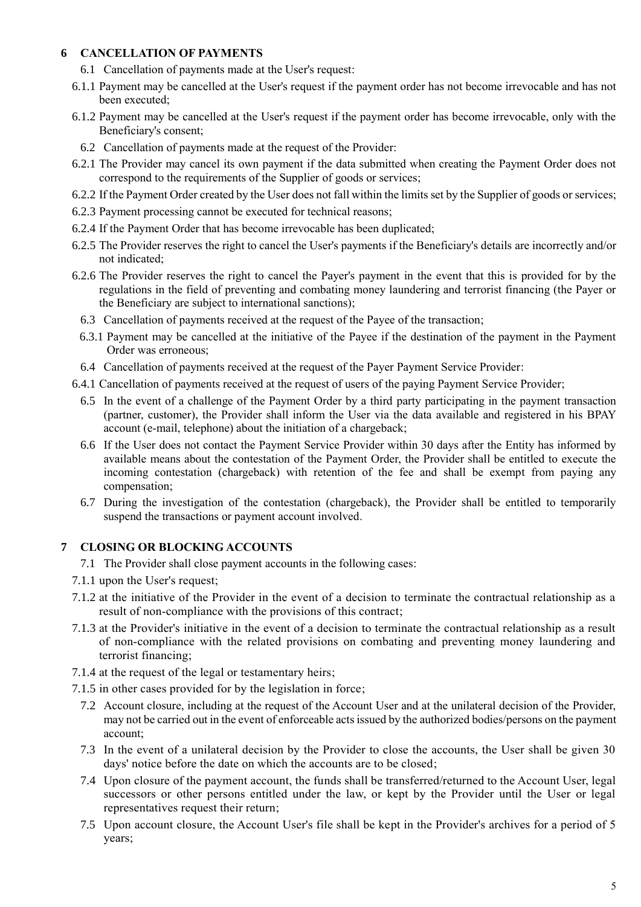## 6 CANCELLATION OF PAYMENTS

6.1 Cancellation of payments made at the User's request:

6.1.1 Payment may be cancelled at the User's request if the payment order has not become irrevocable and has not been executed;

6.1.2 Payment may be cancelled at the User's request if the payment order has become irrevocable, only with the Beneficiary's consent;

6.2 Cancellation of payments made at the request of the Provider:

6.2.1 The Provider may cancel its own payment if the data submitted when creating the Payment Order does not correspond to the requirements of the Supplier of goods or services;

6.2.2 If the Payment Order created by the User does not fall within the limits set by the Supplier of goods or services;

6.2.3 Payment processing cannot be executed for technical reasons;

6.2.4 If the Payment Order that has become irrevocable has been duplicated;

6.2.5 The Provider reserves the right to cancel the User's payments if the Beneficiary's details are incorrectly and/or not indicated;

6.2.6 The Provider reserves the right to cancel the Payer's payment in the event that this is provided for by the regulations in the field of preventing and combating money laundering and terrorist financing (the Payer or the Beneficiary are subject to international sanctions);

6.3 Cancellation of payments received at the request of the Payee of the transaction;

6.3.1 Payment may be cancelled at the initiative of the Payee if the destination of the payment in the Payment Order was erroneous;

6.4 Cancellation of payments received at the request of the Payer Payment Service Provider:

6.4.1 Cancellation of payments received at the request of users of the paying Payment Service Provider;

6.5 In the event of a challenge of the Payment Order by a third party participating in the payment transaction (partner, customer), the Provider shall inform the User via the data available and registered in his BPAY account (e-mail, telephone) about the initiation of a chargeback;

6.6 If the User does not contact the Payment Service Provider within 30 days after the Entity has informed by available means about the contestation of the Payment Order, the Provider shall be entitled to execute the incoming contestation (chargeback) with retention of the fee and shall be exempt from paying any compensation;

6.7 During the investigation of the contestation (chargeback), the Provider shall be entitled to temporarily suspend the transactions or payment account involved.

## 7 CLOSING OR BLOCKING ACCOUNTS

7.1 The Provider shall close payment accounts in the following cases:

7.1.1 upon the User's request;

7.1.2 at the initiative of the Provider in the event of a decision to terminate the contractual relationship as a result of non-compliance with the provisions of this contract;

7.1.3 at the Provider's initiative in the event of a decision to terminate the contractual relationship as a result of non-compliance with the related provisions on combating and preventing money laundering and terrorist financing;

7.1.4 at the request of the legal or testamentary heirs;

7.1.5 in other cases provided for by the legislation in force;

7.2 Account closure, including at the request of the Account User and at the unilateral decision of the Provider, may not be carried out in the event of enforceable acts issued by the authorized bodies/persons on the payment account;

7.3 In the event of a unilateral decision by the Provider to close the accounts, the User shall be given 30 days' notice before the date on which the accounts are to be closed;

7.4 Upon closure of the payment account, the funds shall be transferred/returned to the Account User, legal successors or other persons entitled under the law, or kept by the Provider until the User or legal representatives request their return;

7.5 Upon account closure, the Account User's file shall be kept in the Provider's archives for a period of 5 years;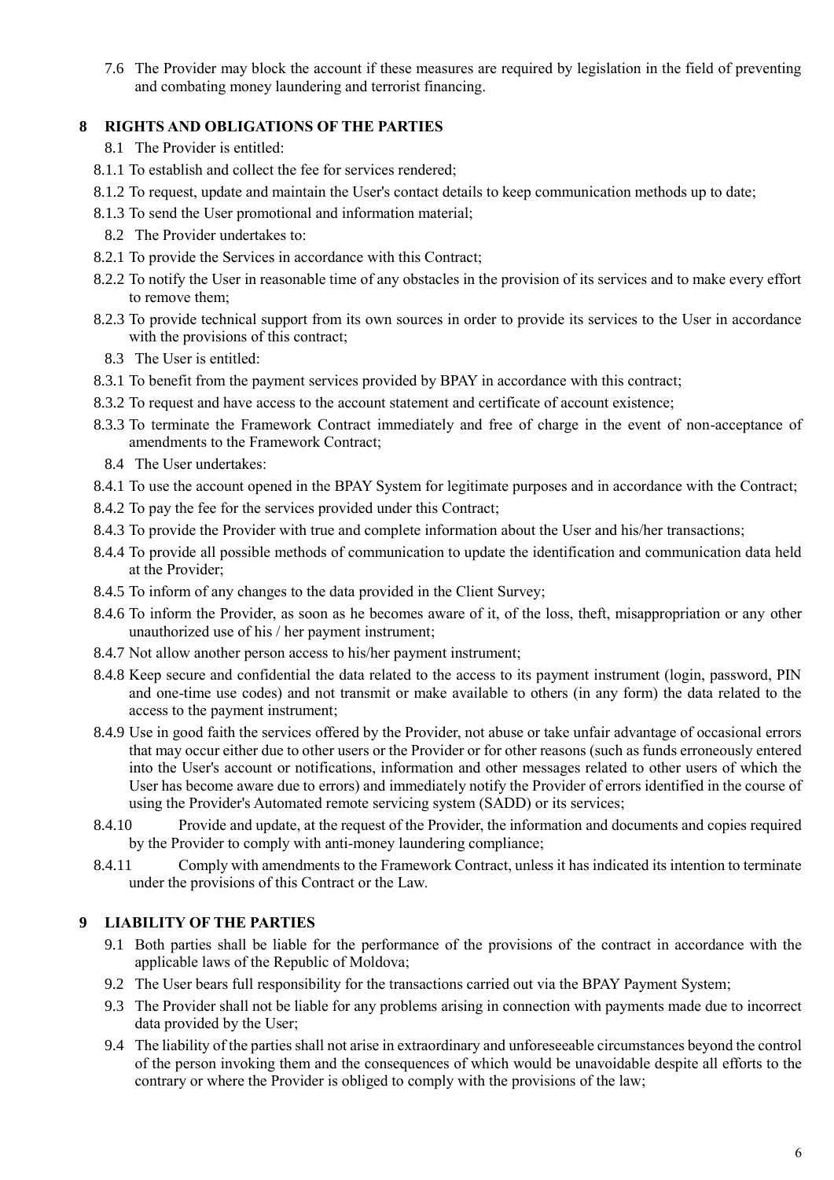7.6 The Provider may block the account if these measures are required by legislation in the field of preventing and combating money laundering and terrorist financing.

## 8 RIGHTS AND OBLIGATIONS OF THE PARTIES

8.1 The Provider is entitled:

8.1.1 To establish and collect the fee for services rendered;

8.1.2 To request, update and maintain the User's contact details to keep communication methods up to date;

8.1.3 To send the User promotional and information material;

8.2 The Provider undertakes to:

8.2.1 To provide the Services in accordance with this Contract;

8.2.2 To notify the User in reasonable time of any obstacles in the provision of its services and to make every effort to remove them;

8.2.3 To provide technical support from its own sources in order to provide its services to the User in accordance with the provisions of this contract;

8.3 The User is entitled:

8.3.1 To benefit from the payment services provided by BPAY in accordance with this contract;

8.3.2 To request and have access to the account statement and certificate of account existence;

8.3.3 To terminate the Framework Contract immediately and free of charge in the event of non-acceptance of amendments to the Framework Contract;

8.4 The User undertakes:

8.4.1 To use the account opened in the BPAY System for legitimate purposes and in accordance with the Contract;

8.4.2 To pay the fee for the services provided under this Contract;

8.4.3 To provide the Provider with true and complete information about the User and his/her transactions;

8.4.4 To provide all possible methods of communication to update the identification and communication data held at the Provider;

8.4.5 To inform of any changes to the data provided in the Client Survey;

8.4.6 To inform the Provider, as soon as he becomes aware of it, of the loss, theft, misappropriation or any other unauthorized use of his / her payment instrument;

8.4.7 Not allow another person access to his/her payment instrument;

8.4.8 Keep secure and confidential the data related to the access to its payment instrument (login, password, PIN and one-time use codes) and not transmit or make available to others (in any form) the data related to the access to the payment instrument;

8.4.9 Use in good faith the services offered by the Provider, not abuse or take unfair advantage of occasional errors that may occur either due to other users or the Provider or for other reasons (such as funds erroneously entered into the User's account or notifications, information and other messages related to other users of which the User has become aware due to errors) and immediately notify the Provider of errors identified in the course of using the Provider's Automated remote servicing system (SADD) or its services;

8.4.10 Provide and update, at the request of the Provider, the information and documents and copies required by the Provider to comply with anti-money laundering compliance;

8.4.11 Comply with amendments to the Framework Contract, unless it has indicated its intention to terminate under the provisions of this Contract or the Law.

## 9 LIABILITY OF THE PARTIES

9.1 Both parties shall be liable for the performance of the provisions of the contract in accordance with the applicable laws of the Republic of Moldova;

9.2 The User bears full responsibility for the transactions carried out via the BPAY Payment System;

9.3 The Provider shall not be liable for any problems arising in connection with payments made due to incorrect data provided by the User;

9.4 The liability of the parties shall not arise in extraordinary and unforeseeable circumstances beyond the control of the person invoking them and the consequences of which would be unavoidable despite all efforts to the contrary or where the Provider is obliged to comply with the provisions of the law;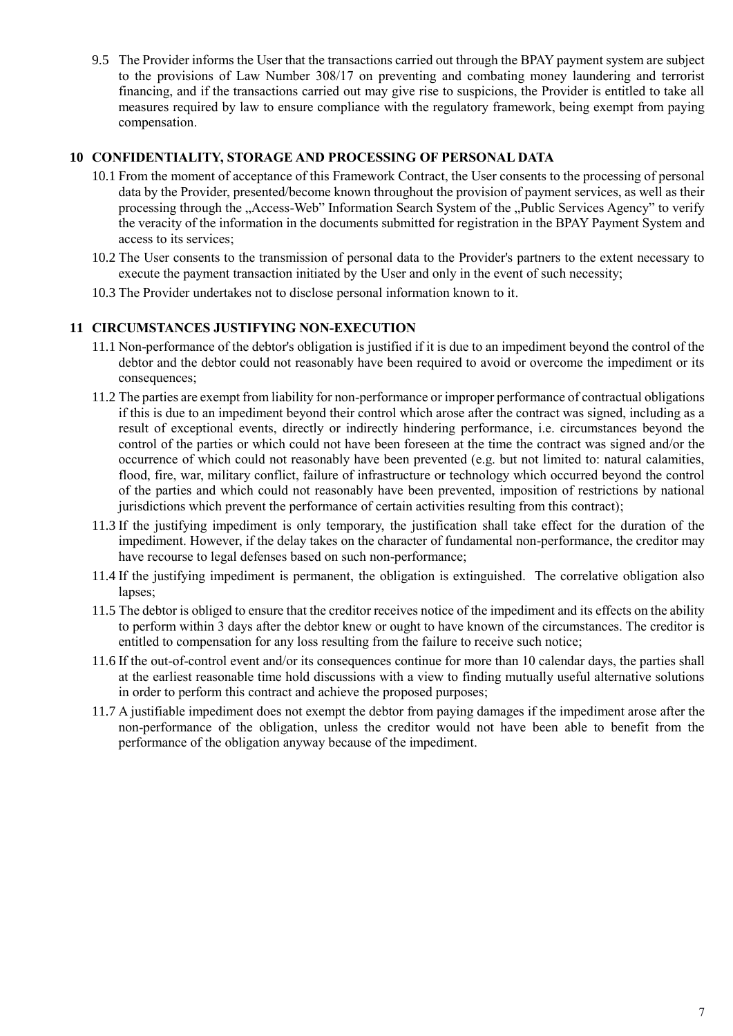9.5 The Provider informs the User that the transactions carried out through the BPAY payment system are subject to the provisions of Law Number 308/17 on preventing and combating money laundering and terrorist financing, and if the transactions carried out may give rise to suspicions, the Provider is entitled to take all measures required by law to ensure compliance with the regulatory framework, being exempt from paying compensation.

## 10 CONFIDENTIALITY, STORAGE AND PROCESSING OF PERSONAL DATA

10.1 From the moment of acceptance of this Framework Contract, the User consents to the processing of personal data by the Provider, presented/become known throughout the provision of payment services, as well as their processing through the „Access-Web" Information Search System of the „Public Services Agency" to verify the veracity of the information in the documents submitted for registration in the BPAY Payment System and access to its services;

10.2 The User consents to the transmission of personal data to the Provider's partners to the extent necessary to execute the payment transaction initiated by the User and only in the event of such necessity;

10.3 The Provider undertakes not to disclose personal information known to it.

## 11 CIRCUMSTANCES JUSTIFYING NON-EXECUTION

11.1 Non-performance of the debtor's obligation is justified if it is due to an impediment beyond the control of the debtor and the debtor could not reasonably have been required to avoid or overcome the impediment or its consequences;

11.2 The parties are exempt from liability for non-performance or improper performance of contractual obligations if this is due to an impediment beyond their control which arose after the contract was signed, including as a result of exceptional events, directly or indirectly hindering performance, i.e. circumstances beyond the control of the parties or which could not have been foreseen at the time the contract was signed and/or the occurrence of which could not reasonably have been prevented (e.g. but not limited to: natural calamities, flood, fire, war, military conflict, failure of infrastructure or technology which occurred beyond the control of the parties and which could not reasonably have been prevented, imposition of restrictions by national jurisdictions which prevent the performance of certain activities resulting from this contract);

11.3 If the justifying impediment is only temporary, the justification shall take effect for the duration of the impediment. However, if the delay takes on the character of fundamental non-performance, the creditor may have recourse to legal defenses based on such non-performance;

11.4 If the justifying impediment is permanent, the obligation is extinguished. The correlative obligation also lapses;

11.5 The debtor is obliged to ensure that the creditor receives notice of the impediment and its effects on the ability to perform within 3 days after the debtor knew or ought to have known of the circumstances. The creditor is entitled to compensation for any loss resulting from the failure to receive such notice;

11.6 If the out-of-control event and/or its consequences continue for more than 10 calendar days, the parties shall at the earliest reasonable time hold discussions with a view to finding mutually useful alternative solutions in order to perform this contract and achieve the proposed purposes;

11.7 A justifiable impediment does not exempt the debtor from paying damages if the impediment arose after the non-performance of the obligation, unless the creditor would not have been able to benefit from the performance of the obligation anyway because of the impediment.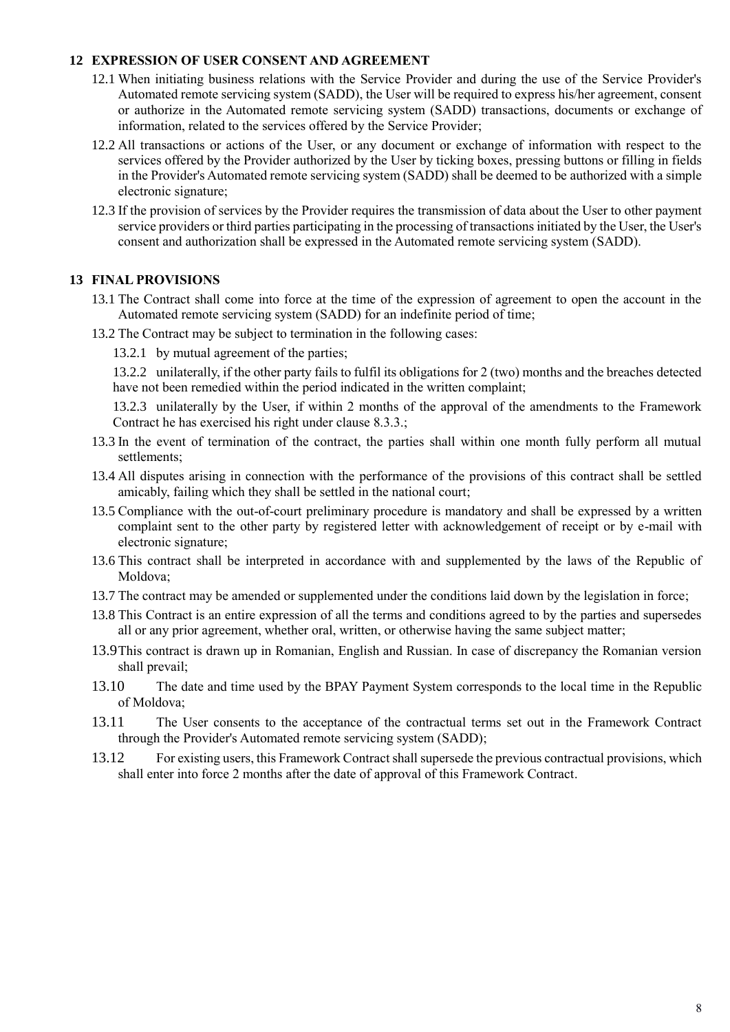## 12 EXPRESSION OF USER CONSENT AND AGREEMENT

12.1 When initiating business relations with the Service Provider and during the use of the Service Provider's Automated remote servicing system (SADD), the User will be required to express his/her agreement, consent or authorize in the Automated remote servicing system (SADD) transactions, documents or exchange of information, related to the services offered by the Service Provider;

12.2 All transactions or actions of the User, or any document or exchange of information with respect to the services offered by the Provider authorized by the User by ticking boxes, pressing buttons or filling in fields in the Provider's Automated remote servicing system (SADD) shall be deemed to be authorized with a simple electronic signature;

12.3 If the provision of services by the Provider requires the transmission of data about the User to other payment service providers or third parties participating in the processing of transactions initiated by the User, the User's consent and authorization shall be expressed in the Automated remote servicing system (SADD).

## 13 FINAL PROVISIONS

13.1 The Contract shall come into force at the time of the expression of agreement to open the account in the Automated remote servicing system (SADD) for an indefinite period of time;

13.2 The Contract may be subject to termination in the following cases:

13.2.1 by mutual agreement of the parties;

13.2.2 unilaterally, if the other party fails to fulfil its obligations for 2 (two) months and the breaches detected have not been remedied within the period indicated in the written complaint;

13.2.3 unilaterally by the User, if within 2 months of the approval of the amendments to the Framework Contract he has exercised his right under clause 8.3.3.;

13.3 In the event of termination of the contract, the parties shall within one month fully perform all mutual settlements;

13.4 All disputes arising in connection with the performance of the provisions of this contract shall be settled amicably, failing which they shall be settled in the national court;

13.5 Compliance with the out-of-court preliminary procedure is mandatory and shall be expressed by a written complaint sent to the other party by registered letter with acknowledgement of receipt or by e-mail with electronic signature;

13.6 This contract shall be interpreted in accordance with and supplemented by the laws of the Republic of Moldova;

13.7 The contract may be amended or supplemented under the conditions laid down by the legislation in force;

13.8 This Contract is an entire expression of all the terms and conditions agreed to by the parties and supersedes all or any prior agreement, whether oral, written, or otherwise having the same subject matter;

13.9 This contract is drawn up in Romanian, English and Russian. In case of discrepancy the Romanian version shall prevail;

13.10 The date and time used by the BPAY Payment System corresponds to the local time in the Republic of Moldova;

13.11 The User consents to the acceptance of the contractual terms set out in the Framework Contract through the Provider's Automated remote servicing system (SADD);

13.12 For existing users, this Framework Contract shall supersede the previous contractual provisions, which shall enter into force 2 months after the date of approval of this Framework Contract.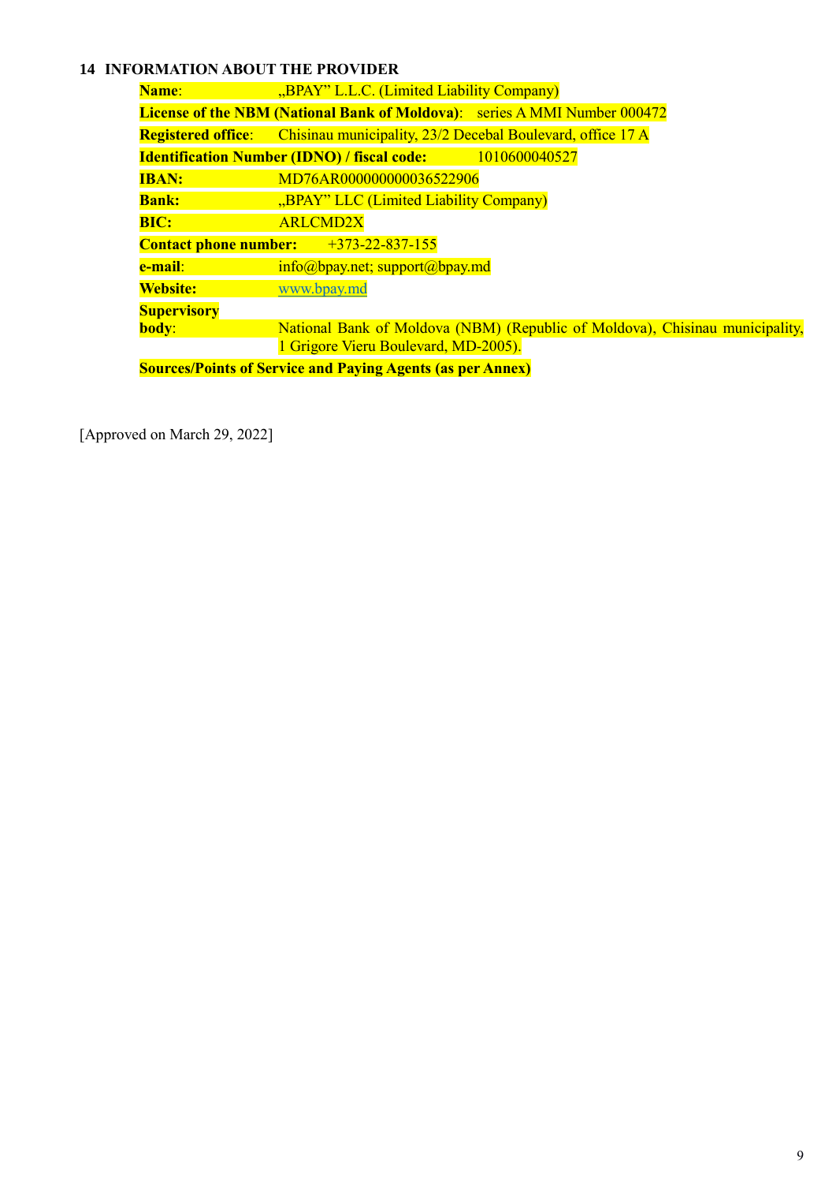## 14 INFORMATION ABOUT THE PROVIDER

**Name**: „BPAY" L.L.C. (Limited Liability Company)

**License of the NBM (National Bank of Moldova)**: series A MMI Number 000472

**Registered office**: Chisinau municipality, 23/2 Decebal Boulevard, office 17 A

**Identification Number (IDNO) / fiscal code:** 1010600040527

**IBAN:** MD76AR000000000036522906

**Bank:** „BPAY" LLC (Limited Liability Company)

**BIC:** ARLCMD2X

**Contact phone number:** +373-22-837-155

**e-mail**: info@bpay.net; support@bpay.md

**Website:** www.bpay.md

**Supervisory body**: National Bank of Moldova (NBM) (Republic of Moldova), Chisinau municipality, 1 Grigore Vieru Boulevard, MD-2005).

**Sources/Points of Service and Paying Agents (as per Annex)**

[Approved on March 29, 2022]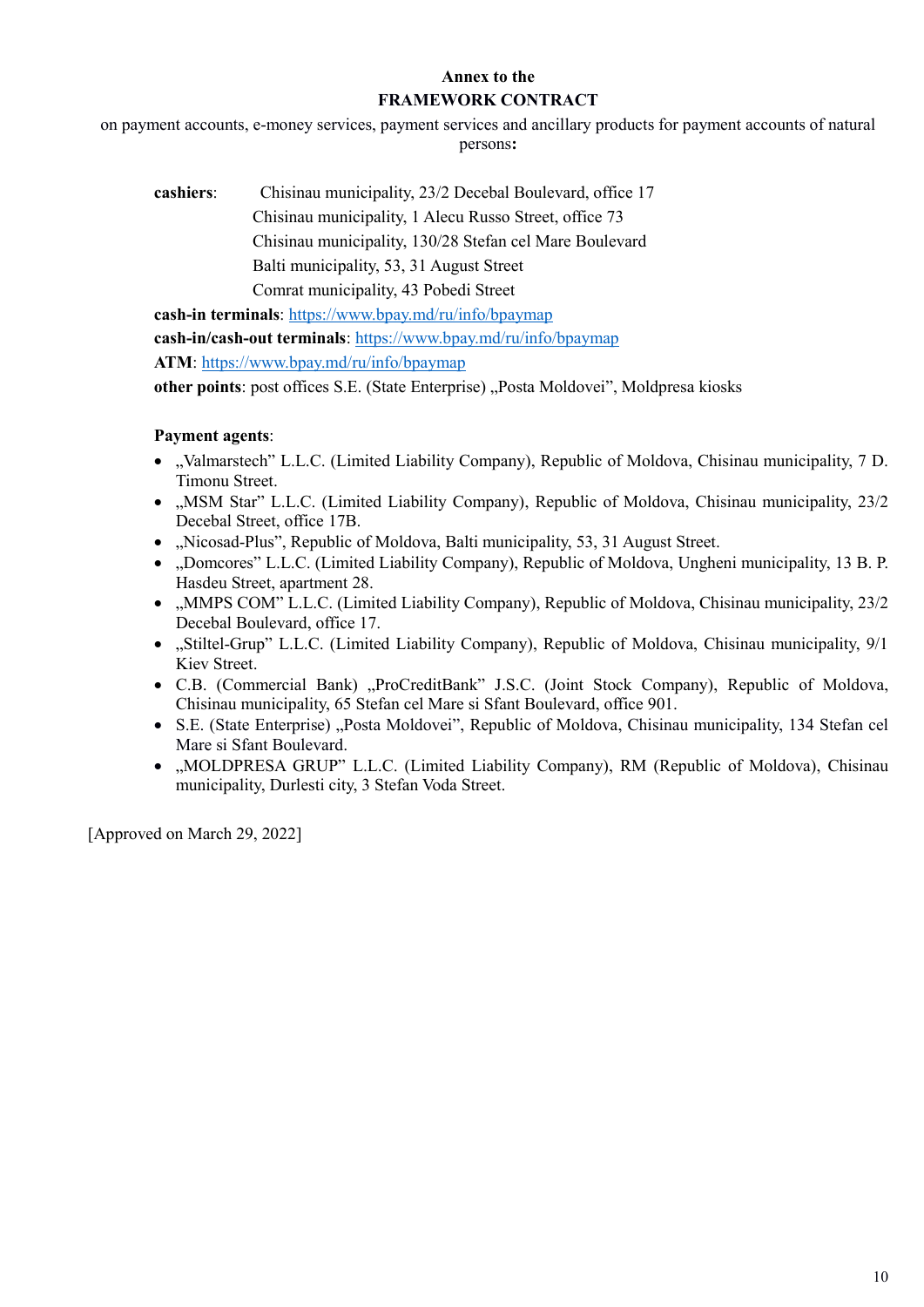**Annex to the**

**FRAMEWORK CONTRACT**

on payment accounts, e-money services, payment services and ancillary products for payment accounts of natural persons**:**

**cashiers**: Chisinau municipality, 23/2 Decebal Boulevard, office 17
Chisinau municipality, 1 Alecu Russo Street, office 73
Chisinau municipality, 130/28 Stefan cel Mare Boulevard
Balti municipality, 53, 31 August Street
Comrat municipality, 43 Pobedi Street

**cash-in terminals**: https://www.bpay.md/ru/info/bpaymap

**cash-in/cash-out terminals**: https://www.bpay.md/ru/info/bpaymap

**ATM**: https://www.bpay.md/ru/info/bpaymap

**other points**: post offices S.E. (State Enterprise) „Posta Moldovei", Moldpresa kiosks

**Payment agents**:

- „Valmarstech" L.L.C. (Limited Liability Company), Republic of Moldova, Chisinau municipality, 7 D. Timonu Street.
- „MSM Star" L.L.C. (Limited Liability Company), Republic of Moldova, Chisinau municipality, 23/2 Decebal Street, office 17B.
- „Nicosad-Plus", Republic of Moldova, Balti municipality, 53, 31 August Street.
- „Domcores" L.L.C. (Limited Liability Company), Republic of Moldova, Ungheni municipality, 13 B. P. Hasdeu Street, apartment 28.
- „MMPS COM" L.L.C. (Limited Liability Company), Republic of Moldova, Chisinau municipality, 23/2 Decebal Boulevard, office 17.
- „Stiltel-Grup" L.L.C. (Limited Liability Company), Republic of Moldova, Chisinau municipality, 9/1 Kiev Street.
- C.B. (Commercial Bank) „ProCreditBank" J.S.C. (Joint Stock Company), Republic of Moldova, Chisinau municipality, 65 Stefan cel Mare si Sfant Boulevard, office 901.
- S.E. (State Enterprise) „Posta Moldovei", Republic of Moldova, Chisinau municipality, 134 Stefan cel Mare si Sfant Boulevard.
- „MOLDPRESA GRUP" L.L.C. (Limited Liability Company), RM (Republic of Moldova), Chisinau municipality, Durlesti city, 3 Stefan Voda Street.

[Approved on March 29, 2022]